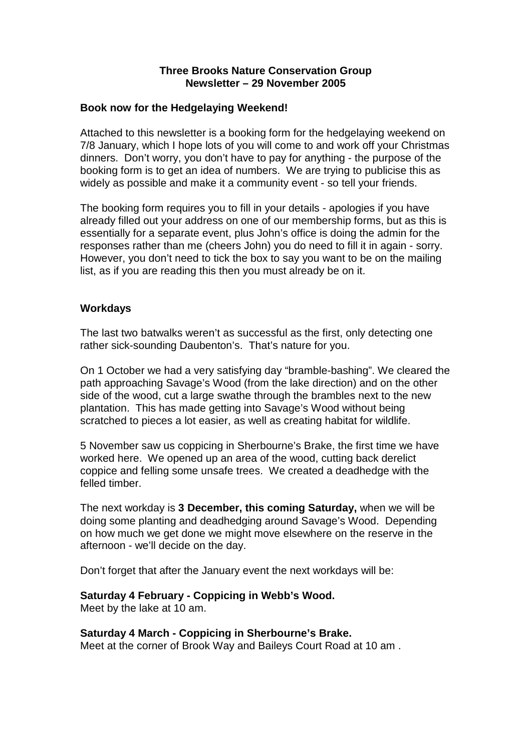# Three Brooks Nature Conservation Group
## Newsletter – 29 November 2005

### Book now for the Hedgelaying Weekend!

Attached to this newsletter is a booking form for the hedgelaying weekend on 7/8 January, which I hope lots of you will come to and work off your Christmas dinners. Don't worry, you don't have to pay for anything - the purpose of the booking form is to get an idea of numbers. We are trying to publicise this as widely as possible and make it a community event - so tell your friends.

The booking form requires you to fill in your details - apologies if you have already filled out your address on one of our membership forms, but as this is essentially for a separate event, plus John's office is doing the admin for the responses rather than me (cheers John) you do need to fill it in again - sorry. However, you don't need to tick the box to say you want to be on the mailing list, as if you are reading this then you must already be on it.

### Workdays

The last two batwalks weren't as successful as the first, only detecting one rather sick-sounding Daubenton's. That's nature for you.

On 1 October we had a very satisfying day "bramble-bashing". We cleared the path approaching Savage's Wood (from the lake direction) and on the other side of the wood, cut a large swathe through the brambles next to the new plantation. This has made getting into Savage's Wood without being scratched to pieces a lot easier, as well as creating habitat for wildlife.

5 November saw us coppicing in Sherbourne's Brake, the first time we have worked here. We opened up an area of the wood, cutting back derelict coppice and felling some unsafe trees. We created a deadhedge with the felled timber.

The next workday is **3 December, this coming Saturday,** when we will be doing some planting and deadhedging around Savage's Wood. Depending on how much we get done we might move elsewhere on the reserve in the afternoon - we'll decide on the day.

Don't forget that after the January event the next workdays will be:

**Saturday 4 February - Coppicing in Webb's Wood.**
Meet by the lake at 10 am.

**Saturday 4 March - Coppicing in Sherbourne's Brake.**
Meet at the corner of Brook Way and Baileys Court Road at 10 am .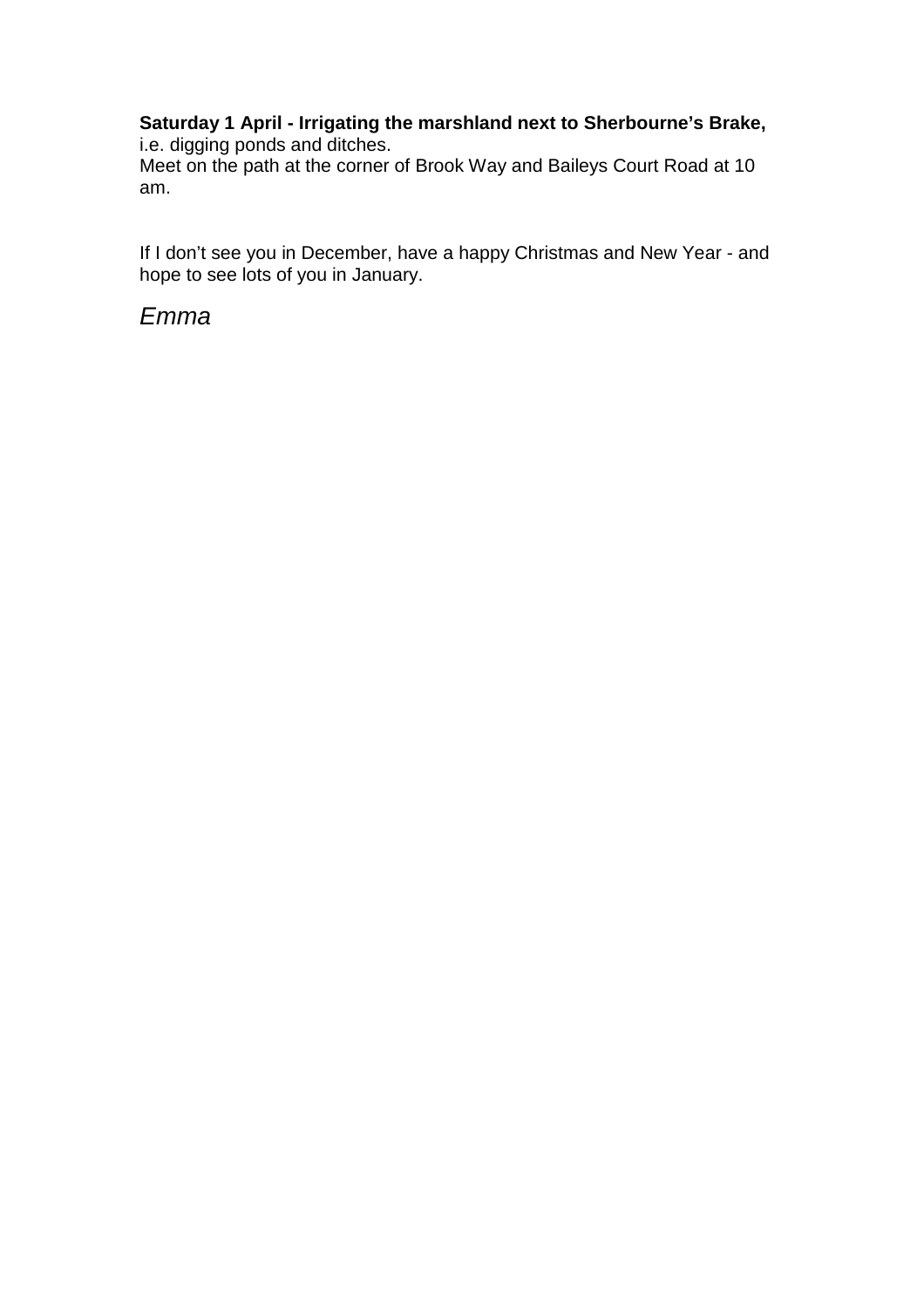**Saturday 1 April - Irrigating the marshland next to Sherbourne's Brake,** i.e. digging ponds and ditches.
Meet on the path at the corner of Brook Way and Baileys Court Road at 10 am.

If I don't see you in December, have a happy Christmas and New Year - and hope to see lots of you in January.

*Emma*